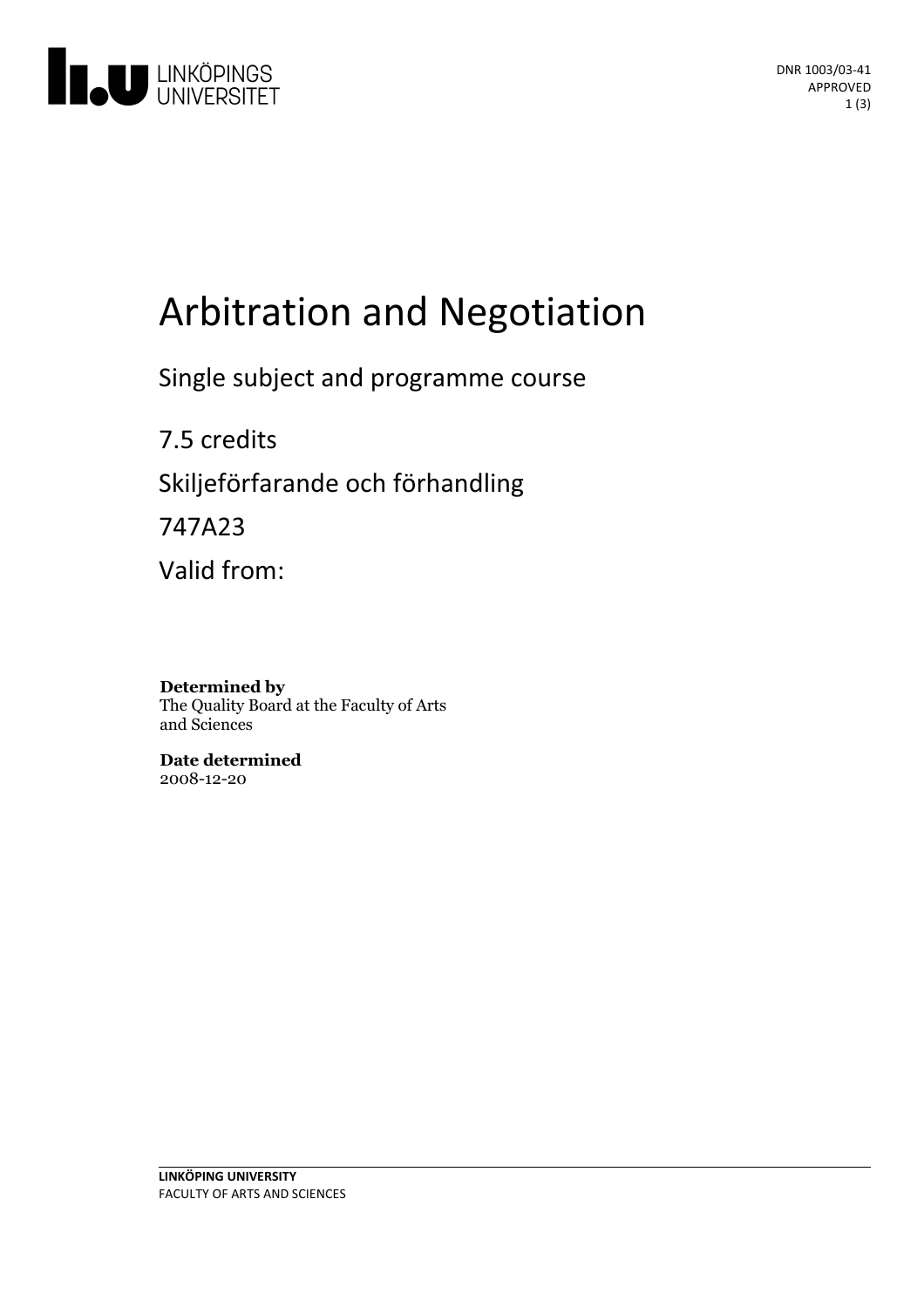DNR 1003/03-41
APPROVED

# Arbitration and Negotiation

Single subject and programme course

7.5 credits

Skiljeförfarande och förhandling

747A23

Valid from:

**Determined by**
The Quality Board at the Faculty of Arts and Sciences

**Date determined**
2008-12-20

**LINKÖPING UNIVERSITY**
FACULTY OF ARTS AND SCIENCES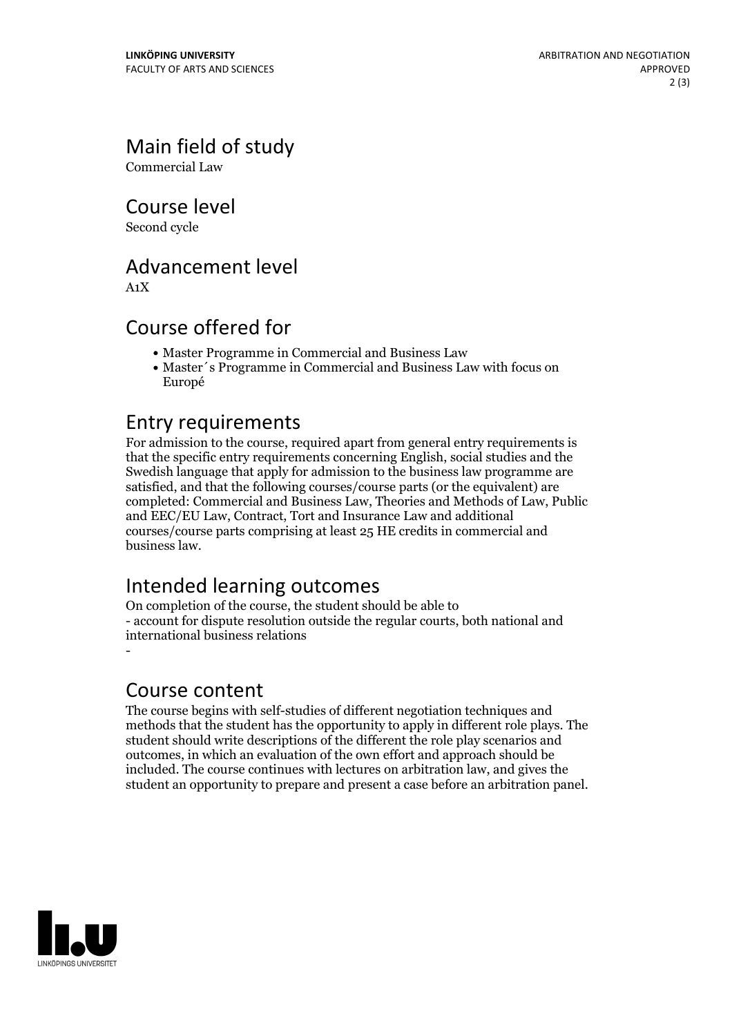## Main field of study

Commercial Law

## Course level

Second cycle

## Advancement level

A1X

## Course offered for

- Master Programme in Commercial and Business Law
- Master´s Programme in Commercial and Business Law with focus on Europé

## Entry requirements

For admission to the course, required apart from general entry requirements is that the specific entry requirements concerning English, social studies and the Swedish language that apply for admission to the business law programme are satisfied, and that the following courses/course parts (or the equivalent) are completed: Commercial and Business Law, Theories and Methods of Law, Public and EEC/EU Law, Contract, Tort and Insurance Law and additional courses/course parts comprising at least 25 HE credits in commercial and business law.

## Intended learning outcomes

On completion of the course, the student should be able to
- account for dispute resolution outside the regular courts, both national and international business relations
-

## Course content

The course begins with self-studies of different negotiation techniques and methods that the student has the opportunity to apply in different role plays. The student should write descriptions of the different the role play scenarios and outcomes, in which an evaluation of the own effort and approach should be included. The course continues with lectures on arbitration law, and gives the student an opportunity to prepare and present a case before an arbitration panel.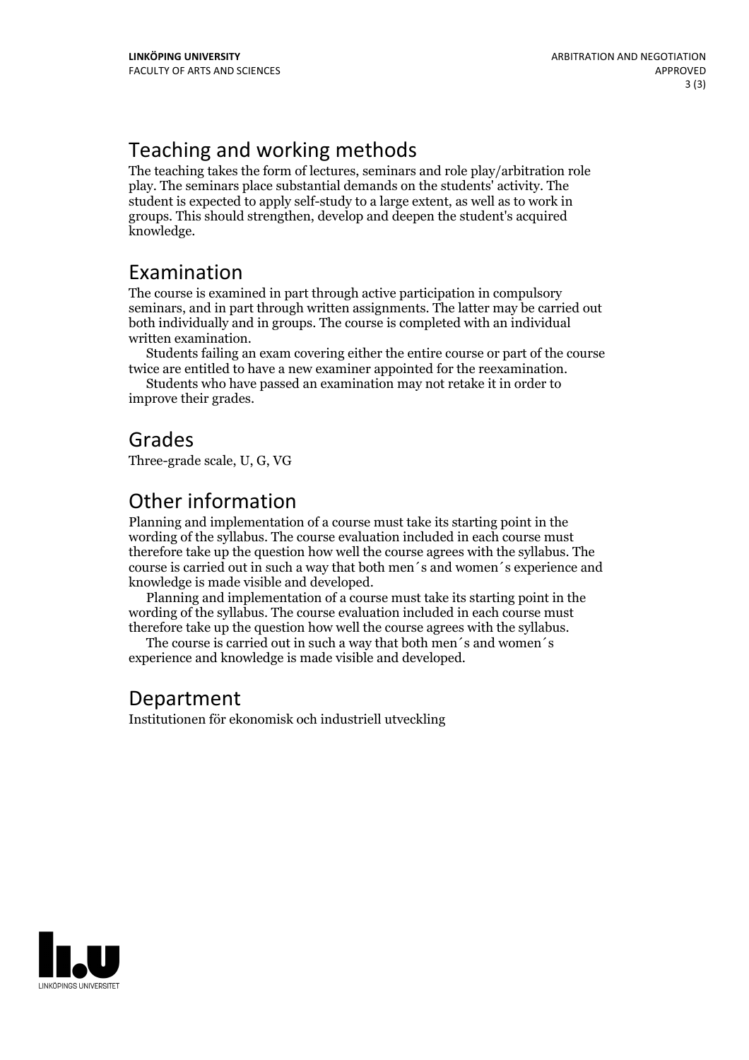## Teaching and working methods

The teaching takes the form of lectures, seminars and role play/arbitration role play. The seminars place substantial demands on the students' activity. The student is expected to apply self-study to a large extent, as well as to work in groups. This should strengthen, develop and deepen the student's acquired knowledge.

## Examination

The course is examined in part through active participation in compulsory seminars, and in part through written assignments. The latter may be carried out both individually and in groups. The course is completed with an individual written examination.

Students failing an exam covering either the entire course or part of the course twice are entitled to have a new examiner appointed for the reexamination.

Students who have passed an examination may not retake it in order to improve their grades.

## Grades

Three-grade scale, U, G, VG

## Other information

Planning and implementation of a course must take its starting point in the wording of the syllabus. The course evaluation included in each course must therefore take up the question how well the course agrees with the syllabus. The course is carried out in such a way that both men´s and women´s experience and knowledge is made visible and developed.

Planning and implementation of a course must take its starting point in the wording of the syllabus. The course evaluation included in each course must therefore take up the question how well the course agrees with the syllabus.

The course is carried out in such a way that both men´s and women´s experience and knowledge is made visible and developed.

## Department

Institutionen för ekonomisk och industriell utveckling